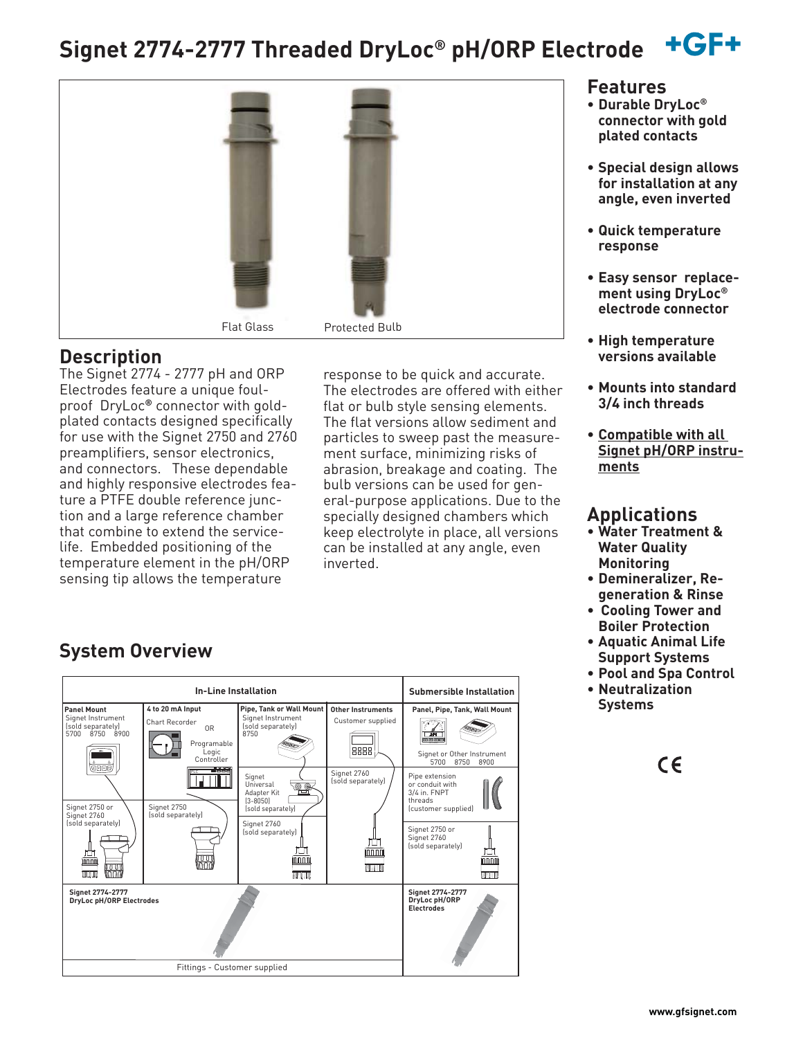# Signet 2774-2777 Threaded DryLoc® pH/ORP Electrode

Flat Glass    Protected Bulb

## Features

- **Durable DryLoc® connector with gold plated contacts**
- **Special design allows for installation at any angle, even inverted**
- **Quick temperature response**
- **Easy sensor replacement using DryLoc® electrode connector**
- **High temperature versions available**
- **Mounts into standard 3/4 inch threads**
- **Compatible with all Signet pH/ORP instruments**

## Applications

- **Water Treatment & Water Quality Monitoring**
- **Demineralizer, Regeneration & Rinse**
- **Cooling Tower and Boiler Protection**
- **Aquatic Animal Life Support Systems**
- **Pool and Spa Control**
- **Neutralization Systems**

CE

## Description

The Signet 2774 - 2777 pH and ORP Electrodes feature a unique foul-proof DryLoc® connector with gold-plated contacts designed specifically for use with the Signet 2750 and 2760 preamplifiers, sensor electronics, and connectors. These dependable and highly responsive electrodes feature a PTFE double reference junction and a large reference chamber that combine to extend the service-life. Embedded positioning of the temperature element in the pH/ORP sensing tip allows the temperature response to be quick and accurate. The electrodes are offered with either flat or bulb style sensing elements. The flat versions allow sediment and particles to sweep past the measurement surface, minimizing risks of abrasion, breakage and coating. The bulb versions can be used for general-purpose applications. Due to the specially designed chambers which keep electrolyte in place, all versions can be installed at any angle, even inverted.

## System Overview

| In-Line Installation | | | | Submersible Installation |
|---|---|---|---|---|
| **Panel Mount** Signet Instrument (sold separately) 5700 8750 8900 | **4 to 20 mA Input** Chart Recorder OR Programable Logic Controller | **Pipe, Tank or Wall Mount** Signet Instrument (sold separately) 8750 | **Other Instruments** Customer supplied | **Panel, Pipe, Tank, Wall Mount** Signet or Other Instrument 5700 8750 8900 |
| | | Signet Universal Adapter Kit (3-8050) (sold separately) | Signet 2760 (sold separately) | Pipe extension or conduit with 3/4 in. FNPT threads (customer supplied) |
| Signet 2750 or Signet 2760 (sold separately) | Signet 2750 (sold separately) | Signet 2760 (sold separately) | | Signet 2750 or Signet 2760 (sold separately) |
| **Signet 2774-2777 DryLoc pH/ORP Electrodes** | | | | **Signet 2774-2777 DryLoc pH/ORP Electrodes** |
| Fittings - Customer supplied | | | | |

www.gfsignet.com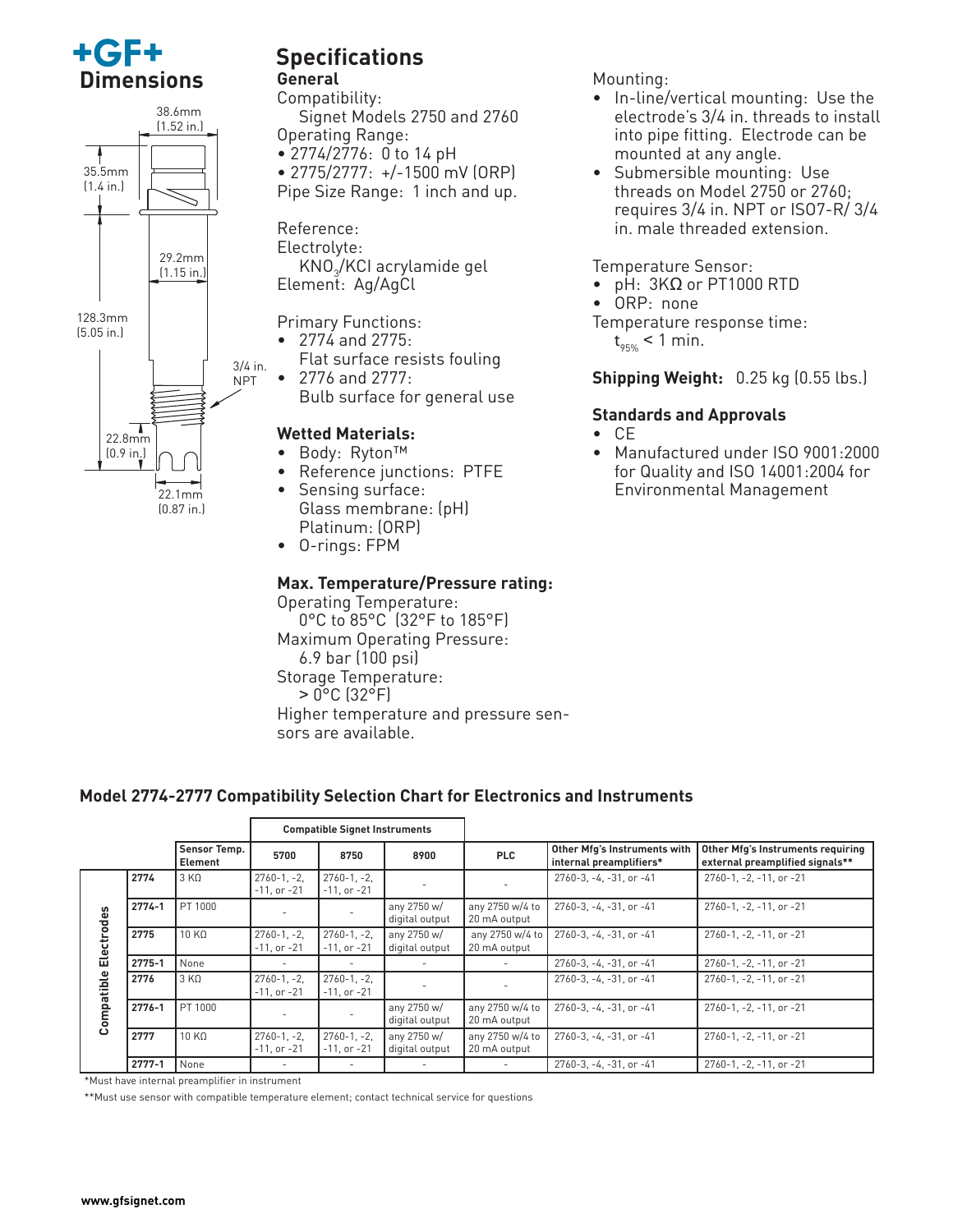# +GF+

## Dimensions

38.6mm (1.52 in.)

35.5mm (1.4 in.)

29.2mm (1.15 in.)

128.3mm (5.05 in.)

3/4 in. NPT

22.8mm (0.9 in.)

22.1mm (0.87 in.)

## Specifications

### General

Compatibility:
  Signet Models 2750 and 2760

Operating Range:
- 2774/2776: 0 to 14 pH
- 2775/2777: +/-1500 mV (ORP)

Pipe Size Range: 1 inch and up.

Reference:
Electrolyte:
  $KNO_3$/KCl acrylamide gel
Element: Ag/AgCl

Primary Functions:
- 2774 and 2775:
  Flat surface resists fouling
- 2776 and 2777:
  Bulb surface for general use

### Wetted Materials:

- Body: Ryton™
- Reference junctions: PTFE
- Sensing surface:
  Glass membrane: (pH)
  Platinum: (ORP)
- O-rings: FPM

### Max. Temperature/Pressure rating:

Operating Temperature:
  0°C to 85°C (32°F to 185°F)
Maximum Operating Pressure:
  6.9 bar (100 psi)
Storage Temperature:
  > 0°C (32°F)
Higher temperature and pressure sensors are available.

Mounting:
- In-line/vertical mounting: Use the electrode's 3/4 in. threads to install into pipe fitting. Electrode can be mounted at any angle.
- Submersible mounting: Use threads on Model 2750 or 2760; requires 3/4 in. NPT or ISO7-R/ 3/4 in. male threaded extension.

Temperature Sensor:
- pH: 3KΩ or PT1000 RTD
- ORP: none

Temperature response time:
  $t_{95\%} < 1$ min.

**Shipping Weight:** 0.25 kg (0.55 lbs.)

### Standards and Approvals

- CE
- Manufactured under ISO 9001:2000 for Quality and ISO 14001:2004 for Environmental Management

## Model 2774-2777 Compatibility Selection Chart for Electronics and Instruments

| | | | Compatible Signet Instruments | | | | | |
|---|---|---|---|---|---|---|---|---|
| | | Sensor Temp. Element | 5700 | 8750 | 8900 | PLC | Other Mfg's Instruments with internal preamplifiers* | Other Mfg's Instruments requiring external preamplified signals** |
| Compatible Electrodes | 2774 | 3 KΩ | 2760-1, -2, -11, or -21 | 2760-1, -2, -11, or -21 | - | - | 2760-3, -4, -31, or -41 | 2760-1, -2, -11, or -21 |
| | 2774-1 | PT 1000 | - | - | any 2750 w/ digital output | any 2750 w/4 to 20 mA output | 2760-3, -4, -31, or -41 | 2760-1, -2, -11, or -21 |
| | 2775 | 10 KΩ | 2760-1, -2, -11, or -21 | 2760-1, -2, -11, or -21 | any 2750 w/ digital output | any 2750 w/4 to 20 mA output | 2760-3, -4, -31, or -41 | 2760-1, -2, -11, or -21 |
| | 2775-1 | None | - | - | - | - | 2760-3, -4, -31, or -41 | 2760-1, -2, -11, or -21 |
| | 2776 | 3 KΩ | 2760-1, -2, -11, or -21 | 2760-1, -2, -11, or -21 | - | - | 2760-3, -4, -31, or -41 | 2760-1, -2, -11, or -21 |
| | 2776-1 | PT 1000 | - | - | any 2750 w/ digital output | any 2750 w/4 to 20 mA output | 2760-3, -4, -31, or -41 | 2760-1, -2, -11, or -21 |
| | 2777 | 10 KΩ | 2760-1, -2, -11, or -21 | 2760-1, -2, -11, or -21 | any 2750 w/ digital output | any 2750 w/4 to 20 mA output | 2760-3, -4, -31, or -41 | 2760-1, -2, -11, or -21 |
| | 2777-1 | None | - | - | - | - | 2760-3, -4, -31, or -41 | 2760-1, -2, -11, or -21 |

*Must have internal preamplifier in instrument

**Must use sensor with compatible temperature element; contact technical service for questions

www.gfsignet.com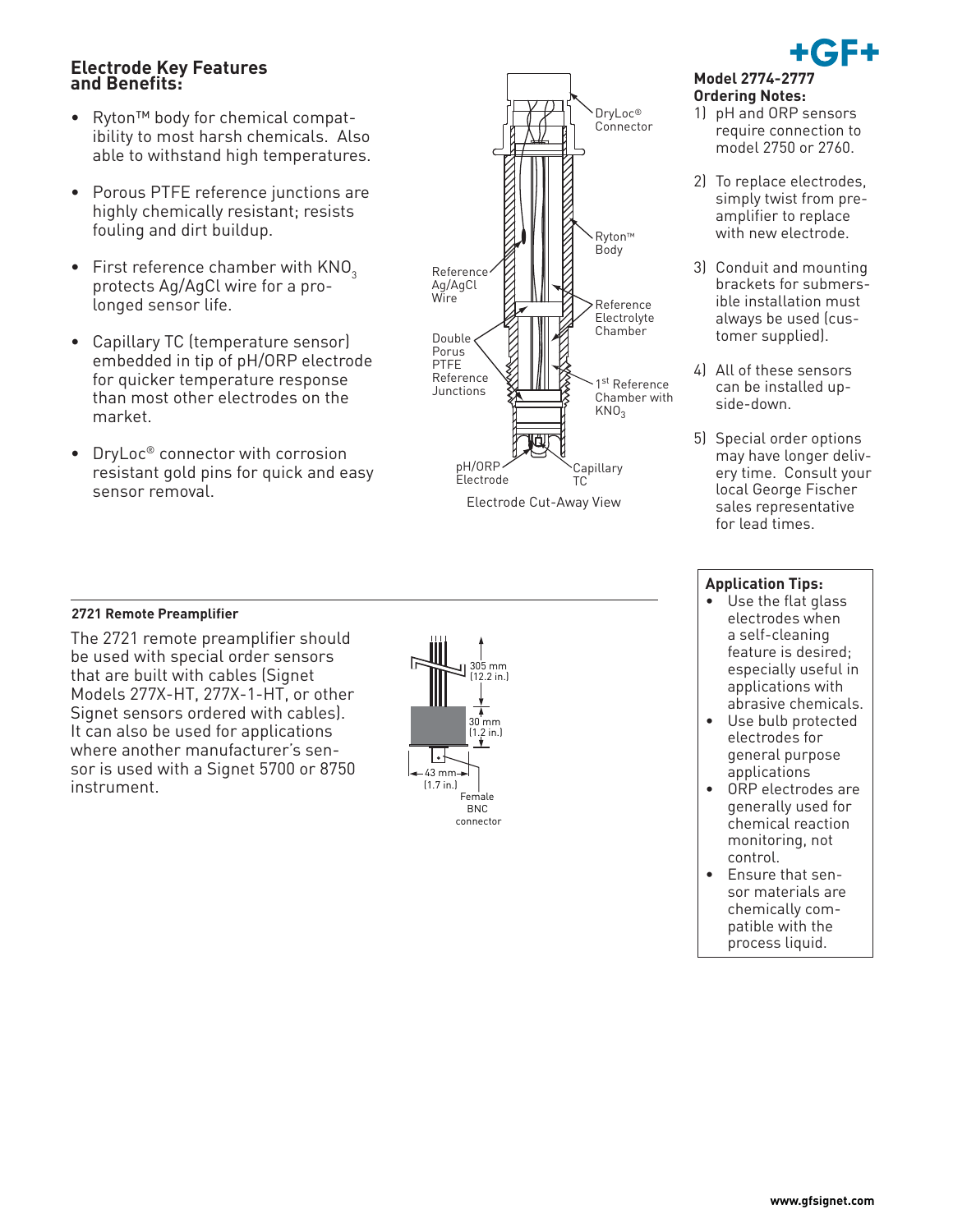## Electrode Key Features and Benefits:

- Ryton™ body for chemical compatibility to most harsh chemicals. Also able to withstand high temperatures.
- Porous PTFE reference junctions are highly chemically resistant; resists fouling and dirt buildup.
- First reference chamber with $KNO_3$ protects Ag/AgCl wire for a prolonged sensor life.
- Capillary TC (temperature sensor) embedded in tip of pH/ORP electrode for quicker temperature response than most other electrodes on the market.
- DryLoc® connector with corrosion resistant gold pins for quick and easy sensor removal.

DryLoc® Connector
Ryton™ Body
Reference Ag/AgCl Wire
Reference Electrolyte Chamber
Double Porus PTFE Reference Junctions
1st Reference Chamber with $KNO_3$
pH/ORP Electrode
Capillary TC

Electrode Cut-Away View

**Model 2774-2777 Ordering Notes:**

1) pH and ORP sensors require connection to model 2750 or 2760.
2) To replace electrodes, simply twist from preamplifier to replace with new electrode.
3) Conduit and mounting brackets for submersible installation must always be used (customer supplied).
4) All of these sensors can be installed upside-down.
5) Special order options may have longer delivery time. Consult your local George Fischer sales representative for lead times.

### 2721 Remote Preamplifier

The 2721 remote preamplifier should be used with special order sensors that are built with cables (Signet Models 277X-HT, 277X-1-HT, or other Signet sensors ordered with cables). It can also be used for applications where another manufacturer's sensor is used with a Signet 5700 or 8750 instrument.

305 mm (12.2 in.)
30 mm (1.2 in.)
43 mm (1.7 in.)
Female BNC connector

**Application Tips:**

- Use the flat glass electrodes when a self-cleaning feature is desired; especially useful in applications with abrasive chemicals.
- Use bulb protected electrodes for general purpose applications
- ORP electrodes are generally used for chemical reaction monitoring, not control.
- Ensure that sensor materials are chemically compatible with the process liquid.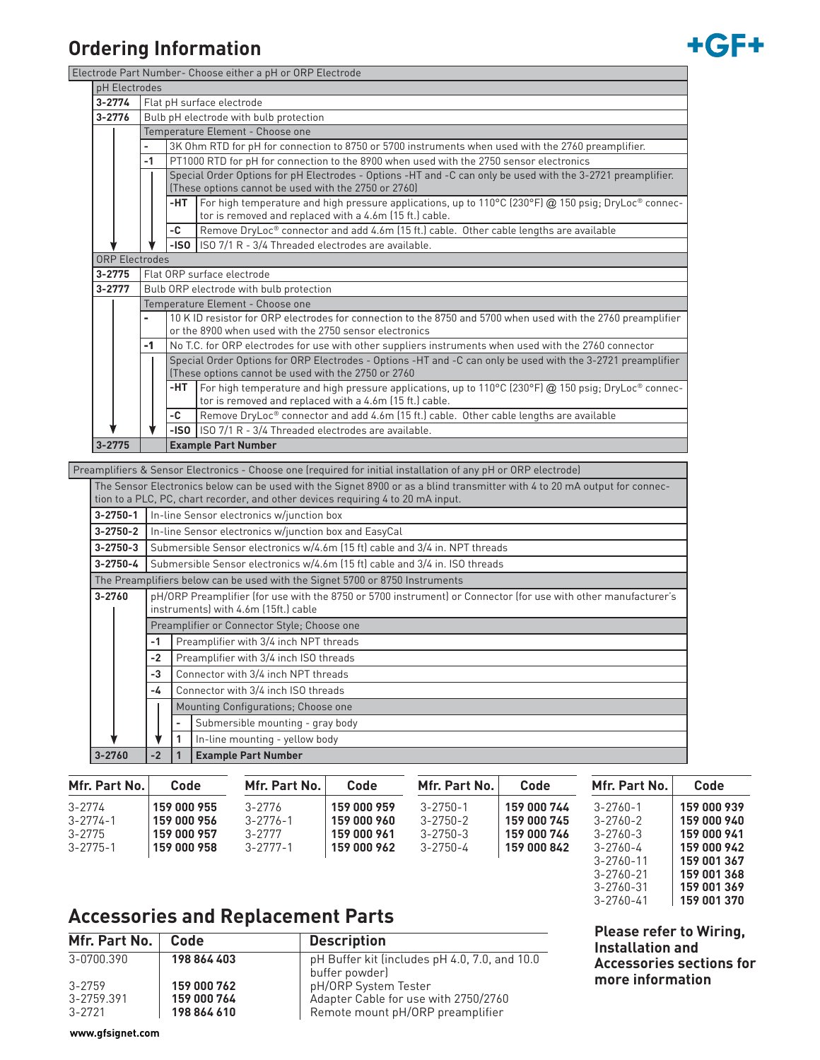## Ordering Information

**Electrode Part Number- Choose either a pH or ORP Electrode**

| | | | |
|---|---|---|---|
| **pH Electrodes** | | | |
| **3-2774** | Flat pH surface electrode | | |
| **3-2776** | Bulb pH electrode with bulb protection | | |
| | Temperature Element - Choose one | | |
| | - | 3K Ohm RTD for pH for connection to 8750 or 5700 instruments when used with the 2760 preamplifier. | |
| | -1 | PT1000 RTD for pH for connection to the 8900 when used with the 2750 sensor electronics | |
| | | Special Order Options for pH Electrodes - Options -HT and -C can only be used with the 3-2721 preamplifier. (These options cannot be used with the 2750 or 2760) | |
| | | -HT | For high temperature and high pressure applications, up to 110°C (230°F) @ 150 psig; DryLoc® connector is removed and replaced with a 4.6m (15 ft.) cable. |
| | | -C | Remove DryLoc® connector and add 4.6m (15 ft.) cable. Other cable lengths are available |
| | | -ISO | ISO 7/1 R - 3/4 Threaded electrodes are available. |
| **ORP Electrodes** | | | |
| **3-2775** | Flat ORP surface electrode | | |
| **3-2777** | Bulb ORP electrode with bulb protection | | |
| | Temperature Element - Choose one | | |
| | - | 10 K ID resistor for ORP electrodes for connection to the 8750 and 5700 when used with the 2760 preamplifier or the 8900 when used with the 2750 sensor electronics | |
| | -1 | No T.C. for ORP electrodes for use with other suppliers instruments when used with the 2760 connector | |
| | | Special Order Options for ORP Electrodes - Options -HT and -C can only be used with the 3-2721 preamplifier (These options cannot be used with the 2750 or 2760 | |
| | | -HT | For high temperature and high pressure applications, up to 110°C (230°F) @ 150 psig; DryLoc® connector is removed and replaced with a 4.6m (15 ft.) cable. |
| | | -C | Remove DryLoc® connector and add 4.6m (15 ft.) cable. Other cable lengths are available |
| | | -ISO | ISO 7/1 R - 3/4 Threaded electrodes are available. |
| **3-2775** | | | **Example Part Number** |

**Preamplifiers & Sensor Electronics - Choose one (required for initial installation of any pH or ORP electrode)**

| | | | |
|---|---|---|---|
| The Sensor Electronics below can be used with the Signet 8900 or as a blind transmitter with 4 to 20 mA output for connection to a PLC, PC, chart recorder, and other devices requiring 4 to 20 mA input. | | | |
| **3-2750-1** | In-line Sensor electronics w/junction box | | |
| **3-2750-2** | In-line Sensor electronics w/junction box and EasyCal | | |
| **3-2750-3** | Submersible Sensor electronics w/4.6m (15 ft) cable and 3/4 in. NPT threads | | |
| **3-2750-4** | Submersible Sensor electronics w/4.6m (15 ft) cable and 3/4 in. ISO threads | | |
| The Preamplifiers below can be used with the Signet 5700 or 8750 Instruments | | | |
| **3-2760** | pH/ORP Preamplifier (for use with the 8750 or 5700 instrument) or Connector (for use with other manufacturer's instruments) with 4.6m (15ft.) cable | | |
| | Preamplifier or Connector Style; Choose one | | |
| | -1 | Preamplifier with 3/4 inch NPT threads | |
| | -2 | Preamplifier with 3/4 inch ISO threads | |
| | -3 | Connector with 3/4 inch NPT threads | |
| | -4 | Connector with 3/4 inch ISO threads | |
| | | Mounting Configurations; Choose one | |
| | | - | Submersible mounting - gray body |
| | | 1 | In-line mounting - yellow body |
| **3-2760** | **-2** | **1** | **Example Part Number** |

| Mfr. Part No. | Code | Mfr. Part No. | Code | Mfr. Part No. | Code | Mfr. Part No. | Code |
|---|---|---|---|---|---|---|---|
| 3-2774 | **159 000 955** | 3-2776 | **159 000 959** | 3-2750-1 | **159 000 744** | 3-2760-1 | **159 000 939** |
| 3-2774-1 | **159 000 956** | 3-2776-1 | **159 000 960** | 3-2750-2 | **159 000 745** | 3-2760-2 | **159 000 940** |
| 3-2775 | **159 000 957** | 3-2777 | **159 000 961** | 3-2750-3 | **159 000 746** | 3-2760-3 | **159 000 941** |
| 3-2775-1 | **159 000 958** | 3-2777-1 | **159 000 962** | 3-2750-4 | **159 000 842** | 3-2760-4 | **159 000 942** |
| | | | | | | 3-2760-11 | **159 001 367** |
| | | | | | | 3-2760-21 | **159 001 368** |
| | | | | | | 3-2760-31 | **159 001 369** |
| | | | | | | 3-2760-41 | **159 001 370** |

## Accessories and Replacement Parts

| Mfr. Part No. | Code | Description |
|---|---|---|
| 3-0700.390 | **198 864 403** | pH Buffer kit (includes pH 4.0, 7.0, and 10.0 buffer powder) |
| 3-2759 | **159 000 762** | pH/ORP System Tester |
| 3-2759.391 | **159 000 764** | Adapter Cable for use with 2750/2760 |
| 3-2721 | **198 864 610** | Remote mount pH/ORP preamplifier |

**Please refer to Wiring, Installation and Accessories sections for more information**

**www.gfsignet.com**